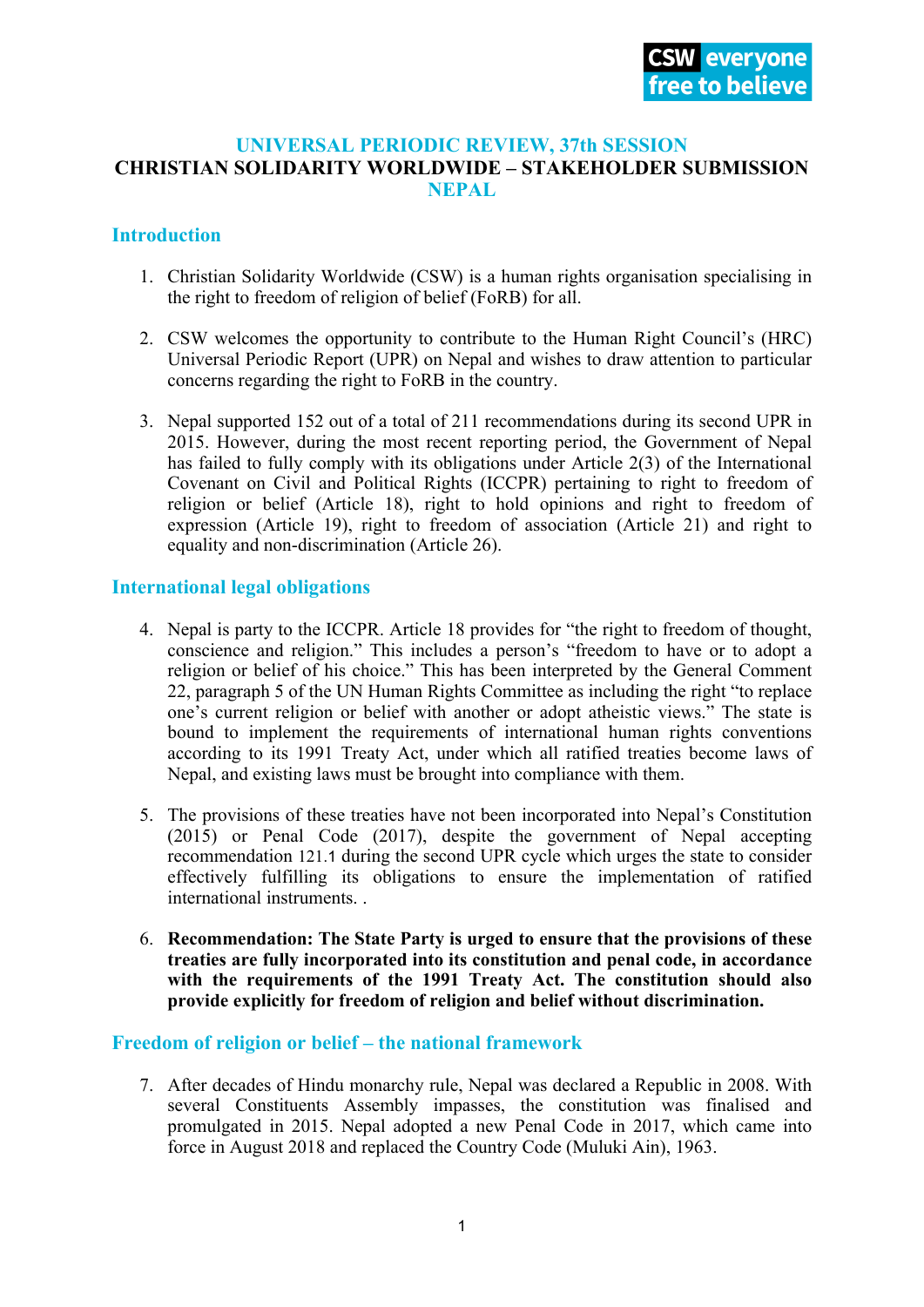CSW everyone free to believe

# UNIVERSAL PERIODIC REVIEW, 37th SESSION
# CHRISTIAN SOLIDARITY WORLDWIDE – STAKEHOLDER SUBMISSION
# NEPAL

## Introduction

1. Christian Solidarity Worldwide (CSW) is a human rights organisation specialising in the right to freedom of religion of belief (FoRB) for all.

2. CSW welcomes the opportunity to contribute to the Human Right Council's (HRC) Universal Periodic Report (UPR) on Nepal and wishes to draw attention to particular concerns regarding the right to FoRB in the country.

3. Nepal supported 152 out of a total of 211 recommendations during its second UPR in 2015. However, during the most recent reporting period, the Government of Nepal has failed to fully comply with its obligations under Article 2(3) of the International Covenant on Civil and Political Rights (ICCPR) pertaining to right to freedom of religion or belief (Article 18), right to hold opinions and right to freedom of expression (Article 19), right to freedom of association (Article 21) and right to equality and non-discrimination (Article 26).

## International legal obligations

4. Nepal is party to the ICCPR. Article 18 provides for "the right to freedom of thought, conscience and religion." This includes a person's "freedom to have or to adopt a religion or belief of his choice." This has been interpreted by the General Comment 22, paragraph 5 of the UN Human Rights Committee as including the right "to replace one's current religion or belief with another or adopt atheistic views." The state is bound to implement the requirements of international human rights conventions according to its 1991 Treaty Act, under which all ratified treaties become laws of Nepal, and existing laws must be brought into compliance with them.

5. The provisions of these treaties have not been incorporated into Nepal's Constitution (2015) or Penal Code (2017), despite the government of Nepal accepting recommendation 121.1 during the second UPR cycle which urges the state to consider effectively fulfilling its obligations to ensure the implementation of ratified international instruments. .

6. **Recommendation: The State Party is urged to ensure that the provisions of these treaties are fully incorporated into its constitution and penal code, in accordance with the requirements of the 1991 Treaty Act. The constitution should also provide explicitly for freedom of religion and belief without discrimination.**

## Freedom of religion or belief – the national framework

7. After decades of Hindu monarchy rule, Nepal was declared a Republic in 2008. With several Constituents Assembly impasses, the constitution was finalised and promulgated in 2015. Nepal adopted a new Penal Code in 2017, which came into force in August 2018 and replaced the Country Code (Muluki Ain), 1963.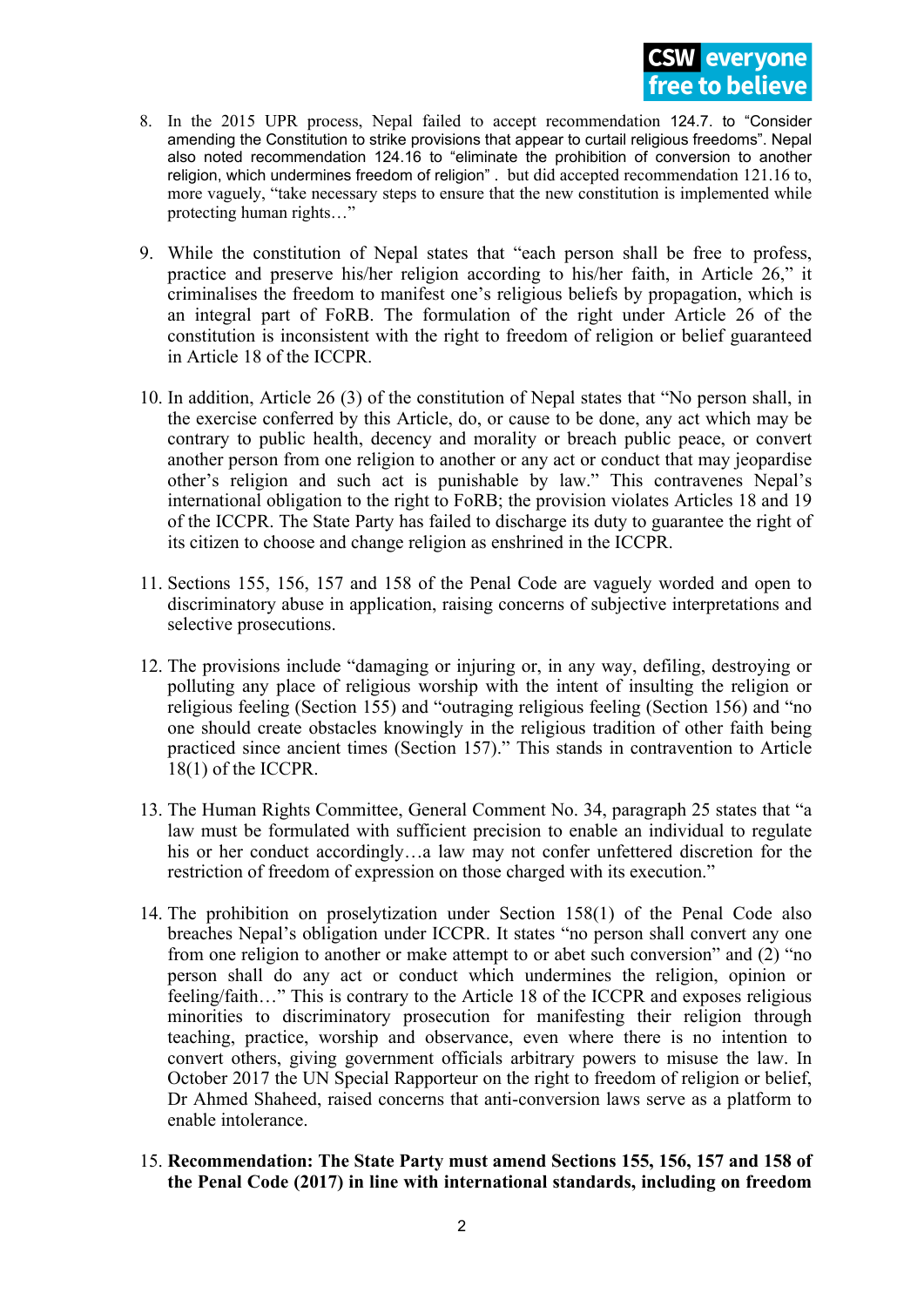8. In the 2015 UPR process, Nepal failed to accept recommendation 124.7. to "Consider amending the Constitution to strike provisions that appear to curtail religious freedoms". Nepal also noted recommendation 124.16 to "eliminate the prohibition of conversion to another religion, which undermines freedom of religion" . but did accepted recommendation 121.16 to, more vaguely, "take necessary steps to ensure that the new constitution is implemented while protecting human rights…"

9. While the constitution of Nepal states that "each person shall be free to profess, practice and preserve his/her religion according to his/her faith, in Article 26," it criminalises the freedom to manifest one's religious beliefs by propagation, which is an integral part of FoRB. The formulation of the right under Article 26 of the constitution is inconsistent with the right to freedom of religion or belief guaranteed in Article 18 of the ICCPR.

10. In addition, Article 26 (3) of the constitution of Nepal states that "No person shall, in the exercise conferred by this Article, do, or cause to be done, any act which may be contrary to public health, decency and morality or breach public peace, or convert another person from one religion to another or any act or conduct that may jeopardise other's religion and such act is punishable by law." This contravenes Nepal's international obligation to the right to FoRB; the provision violates Articles 18 and 19 of the ICCPR. The State Party has failed to discharge its duty to guarantee the right of its citizen to choose and change religion as enshrined in the ICCPR.

11. Sections 155, 156, 157 and 158 of the Penal Code are vaguely worded and open to discriminatory abuse in application, raising concerns of subjective interpretations and selective prosecutions.

12. The provisions include "damaging or injuring or, in any way, defiling, destroying or polluting any place of religious worship with the intent of insulting the religion or religious feeling (Section 155) and "outraging religious feeling (Section 156) and "no one should create obstacles knowingly in the religious tradition of other faith being practiced since ancient times (Section 157)." This stands in contravention to Article 18(1) of the ICCPR.

13. The Human Rights Committee, General Comment No. 34, paragraph 25 states that "a law must be formulated with sufficient precision to enable an individual to regulate his or her conduct accordingly…a law may not confer unfettered discretion for the restriction of freedom of expression on those charged with its execution."

14. The prohibition on proselytization under Section 158(1) of the Penal Code also breaches Nepal's obligation under ICCPR. It states "no person shall convert any one from one religion to another or make attempt to or abet such conversion" and (2) "no person shall do any act or conduct which undermines the religion, opinion or feeling/faith…" This is contrary to the Article 18 of the ICCPR and exposes religious minorities to discriminatory prosecution for manifesting their religion through teaching, practice, worship and observance, even where there is no intention to convert others, giving government officials arbitrary powers to misuse the law. In October 2017 the UN Special Rapporteur on the right to freedom of religion or belief, Dr Ahmed Shaheed, raised concerns that anti-conversion laws serve as a platform to enable intolerance.

15. **Recommendation: The State Party must amend Sections 155, 156, 157 and 158 of the Penal Code (2017) in line with international standards, including on freedom**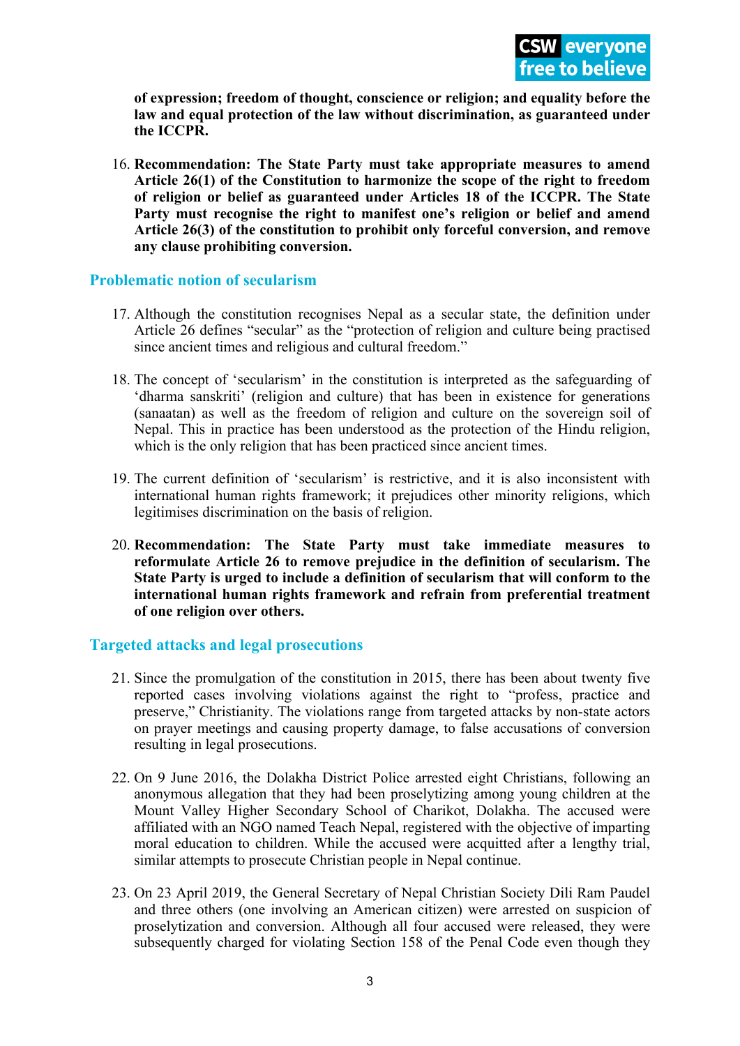**of expression; freedom of thought, conscience or religion; and equality before the law and equal protection of the law without discrimination, as guaranteed under the ICCPR.**

16. **Recommendation: The State Party must take appropriate measures to amend Article 26(1) of the Constitution to harmonize the scope of the right to freedom of religion or belief as guaranteed under Articles 18 of the ICCPR. The State Party must recognise the right to manifest one's religion or belief and amend Article 26(3) of the constitution to prohibit only forceful conversion, and remove any clause prohibiting conversion.**

## Problematic notion of secularism

17. Although the constitution recognises Nepal as a secular state, the definition under Article 26 defines "secular" as the "protection of religion and culture being practised since ancient times and religious and cultural freedom."

18. The concept of 'secularism' in the constitution is interpreted as the safeguarding of 'dharma sanskriti' (religion and culture) that has been in existence for generations (sanaatan) as well as the freedom of religion and culture on the sovereign soil of Nepal. This in practice has been understood as the protection of the Hindu religion, which is the only religion that has been practiced since ancient times.

19. The current definition of 'secularism' is restrictive, and it is also inconsistent with international human rights framework; it prejudices other minority religions, which legitimises discrimination on the basis of religion.

20. **Recommendation: The State Party must take immediate measures to reformulate Article 26 to remove prejudice in the definition of secularism. The State Party is urged to include a definition of secularism that will conform to the international human rights framework and refrain from preferential treatment of one religion over others.**

## Targeted attacks and legal prosecutions

21. Since the promulgation of the constitution in 2015, there has been about twenty five reported cases involving violations against the right to "profess, practice and preserve," Christianity. The violations range from targeted attacks by non-state actors on prayer meetings and causing property damage, to false accusations of conversion resulting in legal prosecutions.

22. On 9 June 2016, the Dolakha District Police arrested eight Christians, following an anonymous allegation that they had been proselytizing among young children at the Mount Valley Higher Secondary School of Charikot, Dolakha. The accused were affiliated with an NGO named Teach Nepal, registered with the objective of imparting moral education to children. While the accused were acquitted after a lengthy trial, similar attempts to prosecute Christian people in Nepal continue.

23. On 23 April 2019, the General Secretary of Nepal Christian Society Dili Ram Paudel and three others (one involving an American citizen) were arrested on suspicion of proselytization and conversion. Although all four accused were released, they were subsequently charged for violating Section 158 of the Penal Code even though they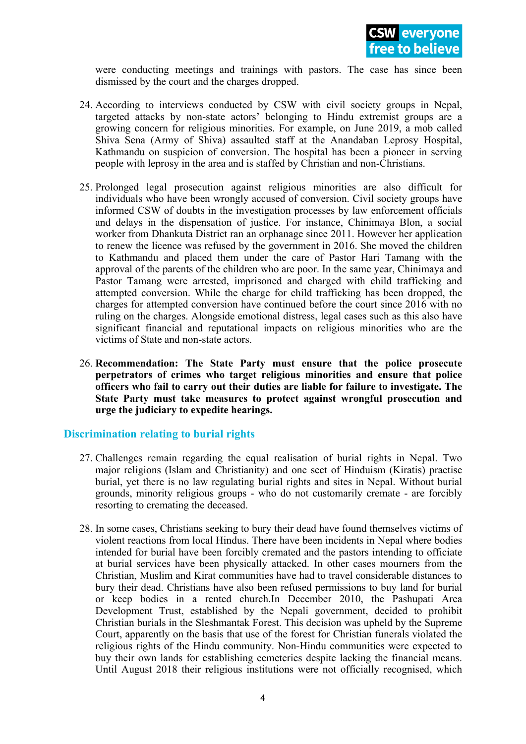were conducting meetings and trainings with pastors. The case has since been dismissed by the court and the charges dropped.

24. According to interviews conducted by CSW with civil society groups in Nepal, targeted attacks by non-state actors' belonging to Hindu extremist groups are a growing concern for religious minorities. For example, on June 2019, a mob called Shiva Sena (Army of Shiva) assaulted staff at the Anandaban Leprosy Hospital, Kathmandu on suspicion of conversion. The hospital has been a pioneer in serving people with leprosy in the area and is staffed by Christian and non-Christians.

25. Prolonged legal prosecution against religious minorities are also difficult for individuals who have been wrongly accused of conversion. Civil society groups have informed CSW of doubts in the investigation processes by law enforcement officials and delays in the dispensation of justice. For instance, Chinimaya Blon, a social worker from Dhankuta District ran an orphanage since 2011. However her application to renew the licence was refused by the government in 2016. She moved the children to Kathmandu and placed them under the care of Pastor Hari Tamang with the approval of the parents of the children who are poor. In the same year, Chinimaya and Pastor Tamang were arrested, imprisoned and charged with child trafficking and attempted conversion. While the charge for child trafficking has been dropped, the charges for attempted conversion have continued before the court since 2016 with no ruling on the charges. Alongside emotional distress, legal cases such as this also have significant financial and reputational impacts on religious minorities who are the victims of State and non-state actors.

26. **Recommendation: The State Party must ensure that the police prosecute perpetrators of crimes who target religious minorities and ensure that police officers who fail to carry out their duties are liable for failure to investigate. The State Party must take measures to protect against wrongful prosecution and urge the judiciary to expedite hearings.**

## Discrimination relating to burial rights

27. Challenges remain regarding the equal realisation of burial rights in Nepal. Two major religions (Islam and Christianity) and one sect of Hinduism (Kiratis) practise burial, yet there is no law regulating burial rights and sites in Nepal. Without burial grounds, minority religious groups - who do not customarily cremate - are forcibly resorting to cremating the deceased.

28. In some cases, Christians seeking to bury their dead have found themselves victims of violent reactions from local Hindus. There have been incidents in Nepal where bodies intended for burial have been forcibly cremated and the pastors intending to officiate at burial services have been physically attacked. In other cases mourners from the Christian, Muslim and Kirat communities have had to travel considerable distances to bury their dead. Christians have also been refused permissions to buy land for burial or keep bodies in a rented church.In December 2010, the Pashupati Area Development Trust, established by the Nepali government, decided to prohibit Christian burials in the Sleshmantak Forest. This decision was upheld by the Supreme Court, apparently on the basis that use of the forest for Christian funerals violated the religious rights of the Hindu community. Non-Hindu communities were expected to buy their own lands for establishing cemeteries despite lacking the financial means. Until August 2018 their religious institutions were not officially recognised, which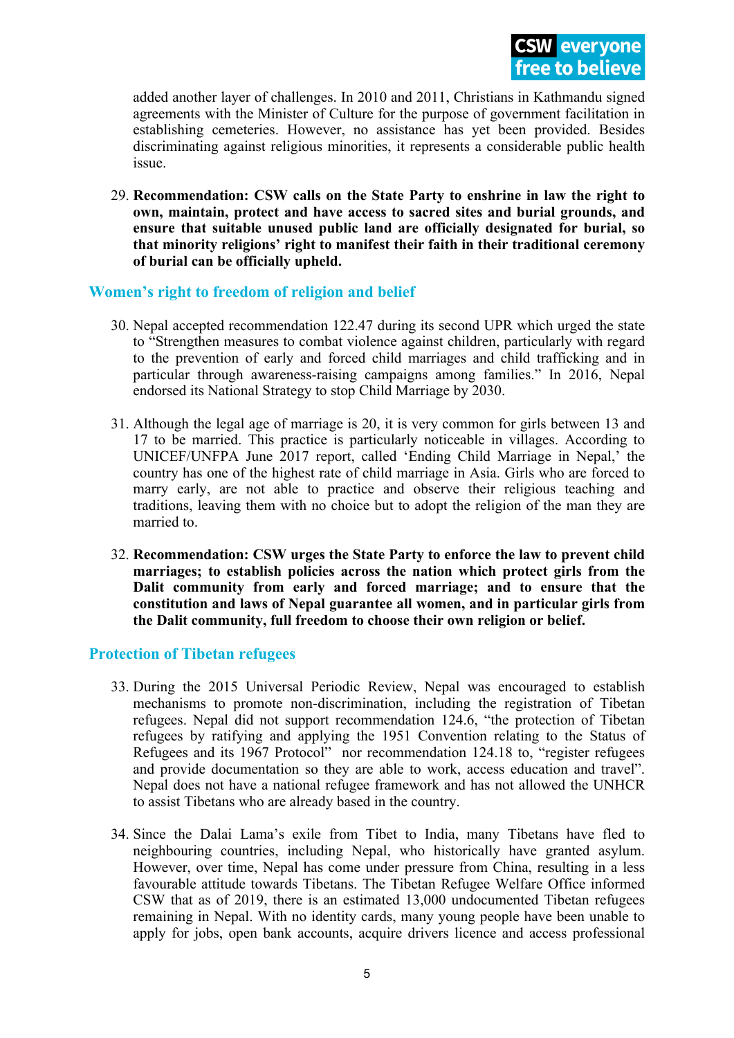added another layer of challenges. In 2010 and 2011, Christians in Kathmandu signed agreements with the Minister of Culture for the purpose of government facilitation in establishing cemeteries. However, no assistance has yet been provided. Besides discriminating against religious minorities, it represents a considerable public health issue.

29. **Recommendation: CSW calls on the State Party to enshrine in law the right to own, maintain, protect and have access to sacred sites and burial grounds, and ensure that suitable unused public land are officially designated for burial, so that minority religions' right to manifest their faith in their traditional ceremony of burial can be officially upheld.**

## Women's right to freedom of religion and belief

30. Nepal accepted recommendation 122.47 during its second UPR which urged the state to "Strengthen measures to combat violence against children, particularly with regard to the prevention of early and forced child marriages and child trafficking and in particular through awareness-raising campaigns among families." In 2016, Nepal endorsed its National Strategy to stop Child Marriage by 2030.

31. Although the legal age of marriage is 20, it is very common for girls between 13 and 17 to be married. This practice is particularly noticeable in villages. According to UNICEF/UNFPA June 2017 report, called 'Ending Child Marriage in Nepal,' the country has one of the highest rate of child marriage in Asia. Girls who are forced to marry early, are not able to practice and observe their religious teaching and traditions, leaving them with no choice but to adopt the religion of the man they are married to.

32. **Recommendation: CSW urges the State Party to enforce the law to prevent child marriages; to establish policies across the nation which protect girls from the Dalit community from early and forced marriage; and to ensure that the constitution and laws of Nepal guarantee all women, and in particular girls from the Dalit community, full freedom to choose their own religion or belief.**

## Protection of Tibetan refugees

33. During the 2015 Universal Periodic Review, Nepal was encouraged to establish mechanisms to promote non-discrimination, including the registration of Tibetan refugees. Nepal did not support recommendation 124.6, "the protection of Tibetan refugees by ratifying and applying the 1951 Convention relating to the Status of Refugees and its 1967 Protocol" nor recommendation 124.18 to, "register refugees and provide documentation so they are able to work, access education and travel". Nepal does not have a national refugee framework and has not allowed the UNHCR to assist Tibetans who are already based in the country.

34. Since the Dalai Lama's exile from Tibet to India, many Tibetans have fled to neighbouring countries, including Nepal, who historically have granted asylum. However, over time, Nepal has come under pressure from China, resulting in a less favourable attitude towards Tibetans. The Tibetan Refugee Welfare Office informed CSW that as of 2019, there is an estimated 13,000 undocumented Tibetan refugees remaining in Nepal. With no identity cards, many young people have been unable to apply for jobs, open bank accounts, acquire drivers licence and access professional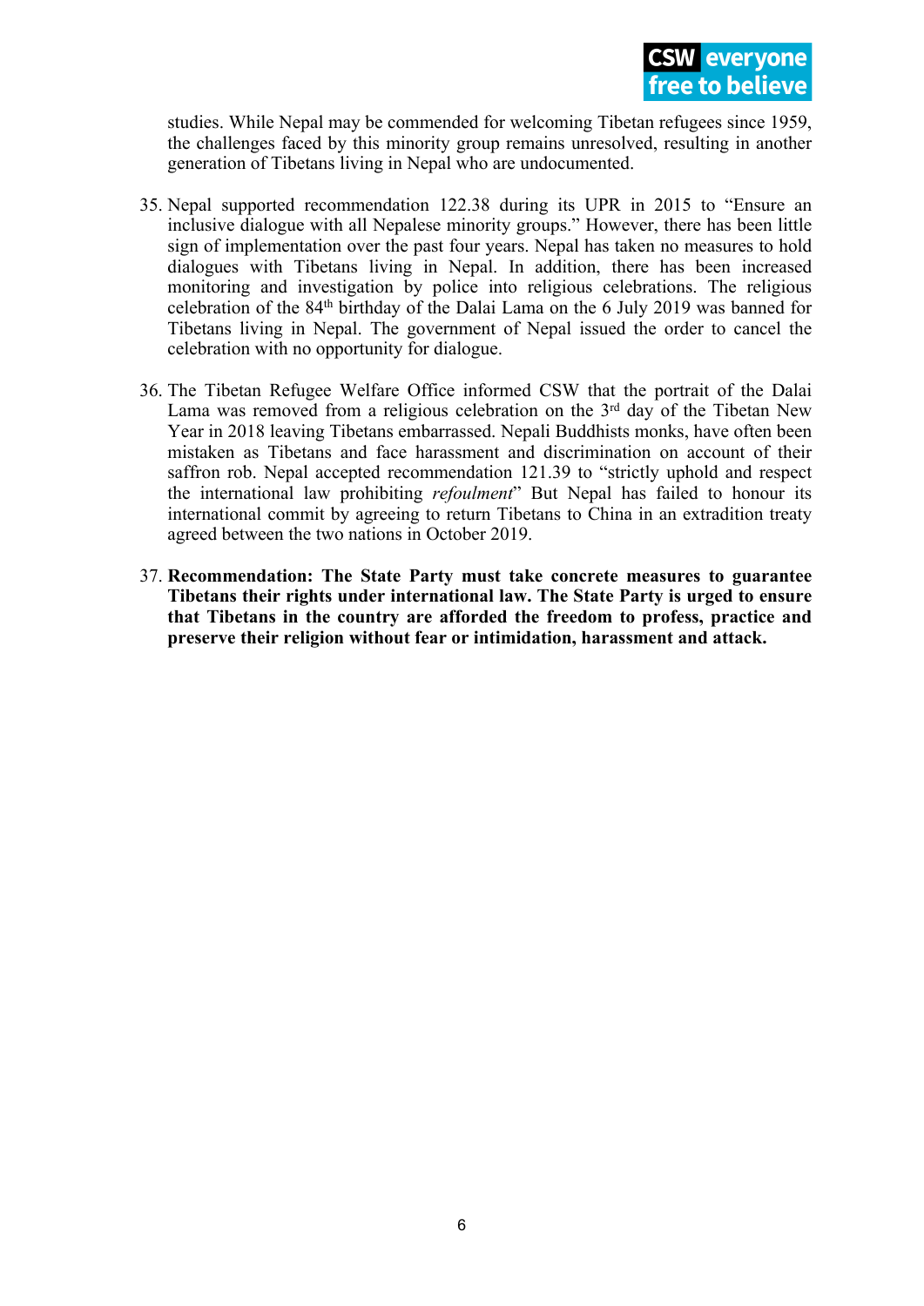studies. While Nepal may be commended for welcoming Tibetan refugees since 1959, the challenges faced by this minority group remains unresolved, resulting in another generation of Tibetans living in Nepal who are undocumented.

35. Nepal supported recommendation 122.38 during its UPR in 2015 to "Ensure an inclusive dialogue with all Nepalese minority groups." However, there has been little sign of implementation over the past four years. Nepal has taken no measures to hold dialogues with Tibetans living in Nepal. In addition, there has been increased monitoring and investigation by police into religious celebrations. The religious celebration of the 84th birthday of the Dalai Lama on the 6 July 2019 was banned for Tibetans living in Nepal. The government of Nepal issued the order to cancel the celebration with no opportunity for dialogue.

36. The Tibetan Refugee Welfare Office informed CSW that the portrait of the Dalai Lama was removed from a religious celebration on the 3rd day of the Tibetan New Year in 2018 leaving Tibetans embarrassed. Nepali Buddhists monks, have often been mistaken as Tibetans and face harassment and discrimination on account of their saffron rob. Nepal accepted recommendation 121.39 to "strictly uphold and respect the international law prohibiting *refoulment*" But Nepal has failed to honour its international commit by agreeing to return Tibetans to China in an extradition treaty agreed between the two nations in October 2019.

37. **Recommendation: The State Party must take concrete measures to guarantee Tibetans their rights under international law. The State Party is urged to ensure that Tibetans in the country are afforded the freedom to profess, practice and preserve their religion without fear or intimidation, harassment and attack.**